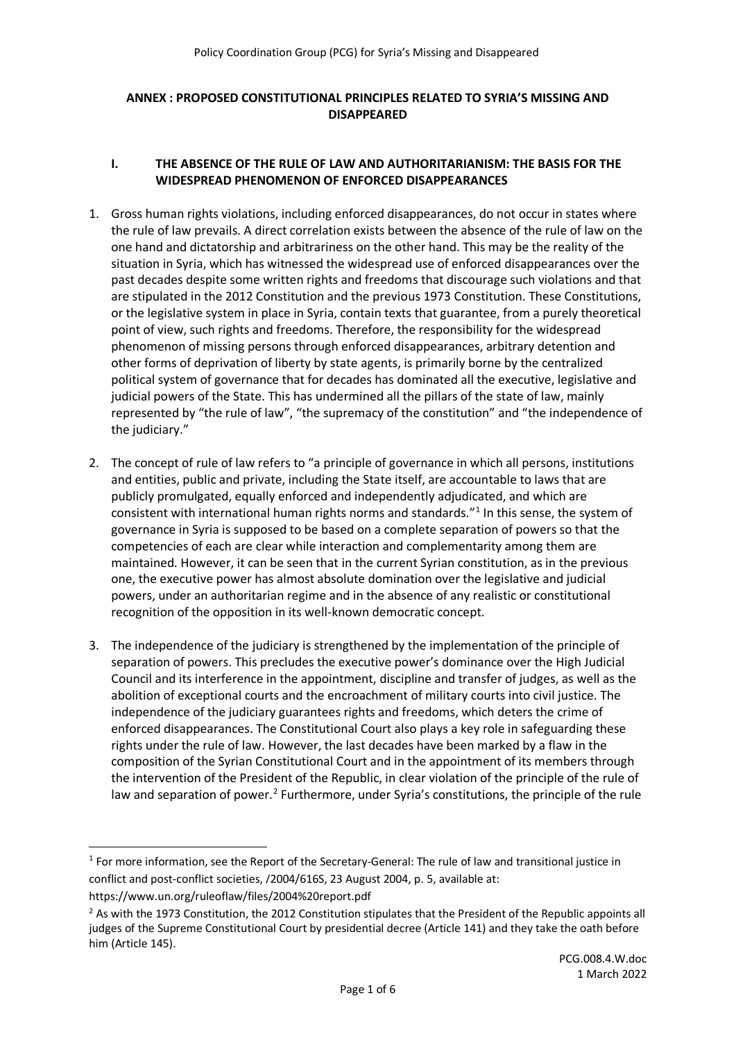## ANNEX : PROPOSED CONSTITUTIONAL PRINCIPLES RELATED TO SYRIA'S MISSING AND DISAPPEARED

### I. THE ABSENCE OF THE RULE OF LAW AND AUTHORITARIANISM: THE BASIS FOR THE WIDESPREAD PHENOMENON OF ENFORCED DISAPPEARANCES

1. Gross human rights violations, including enforced disappearances, do not occur in states where the rule of law prevails. A direct correlation exists between the absence of the rule of law on the one hand and dictatorship and arbitrariness on the other hand. This may be the reality of the situation in Syria, which has witnessed the widespread use of enforced disappearances over the past decades despite some written rights and freedoms that discourage such violations and that are stipulated in the 2012 Constitution and the previous 1973 Constitution. These Constitutions, or the legislative system in place in Syria, contain texts that guarantee, from a purely theoretical point of view, such rights and freedoms. Therefore, the responsibility for the widespread phenomenon of missing persons through enforced disappearances, arbitrary detention and other forms of deprivation of liberty by state agents, is primarily borne by the centralized political system of governance that for decades has dominated all the executive, legislative and judicial powers of the State. This has undermined all the pillars of the state of law, mainly represented by "the rule of law", "the supremacy of the constitution" and "the independence of the judiciary."

2. The concept of rule of law refers to "a principle of governance in which all persons, institutions and entities, public and private, including the State itself, are accountable to laws that are publicly promulgated, equally enforced and independently adjudicated, and which are consistent with international human rights norms and standards."[1] In this sense, the system of governance in Syria is supposed to be based on a complete separation of powers so that the competencies of each are clear while interaction and complementarity among them are maintained. However, it can be seen that in the current Syrian constitution, as in the previous one, the executive power has almost absolute domination over the legislative and judicial powers, under an authoritarian regime and in the absence of any realistic or constitutional recognition of the opposition in its well-known democratic concept.

3. The independence of the judiciary is strengthened by the implementation of the principle of separation of powers. This precludes the executive power's dominance over the High Judicial Council and its interference in the appointment, discipline and transfer of judges, as well as the abolition of exceptional courts and the encroachment of military courts into civil justice. The independence of the judiciary guarantees rights and freedoms, which deters the crime of enforced disappearances. The Constitutional Court also plays a key role in safeguarding these rights under the rule of law. However, the last decades have been marked by a flaw in the composition of the Syrian Constitutional Court and in the appointment of its members through the intervention of the President of the Republic, in clear violation of the principle of the rule of law and separation of power.[2] Furthermore, under Syria's constitutions, the principle of the rule

---

[1] For more information, see the Report of the Secretary-General: The rule of law and transitional justice in conflict and post-conflict societies, /2004/616S, 23 August 2004, p. 5, available at: https://www.un.org/ruleoflaw/files/2004%20report.pdf

[2] As with the 1973 Constitution, the 2012 Constitution stipulates that the President of the Republic appoints all judges of the Supreme Constitutional Court by presidential decree (Article 141) and they take the oath before him (Article 145).

PCG.008.4.W.doc
1 March 2022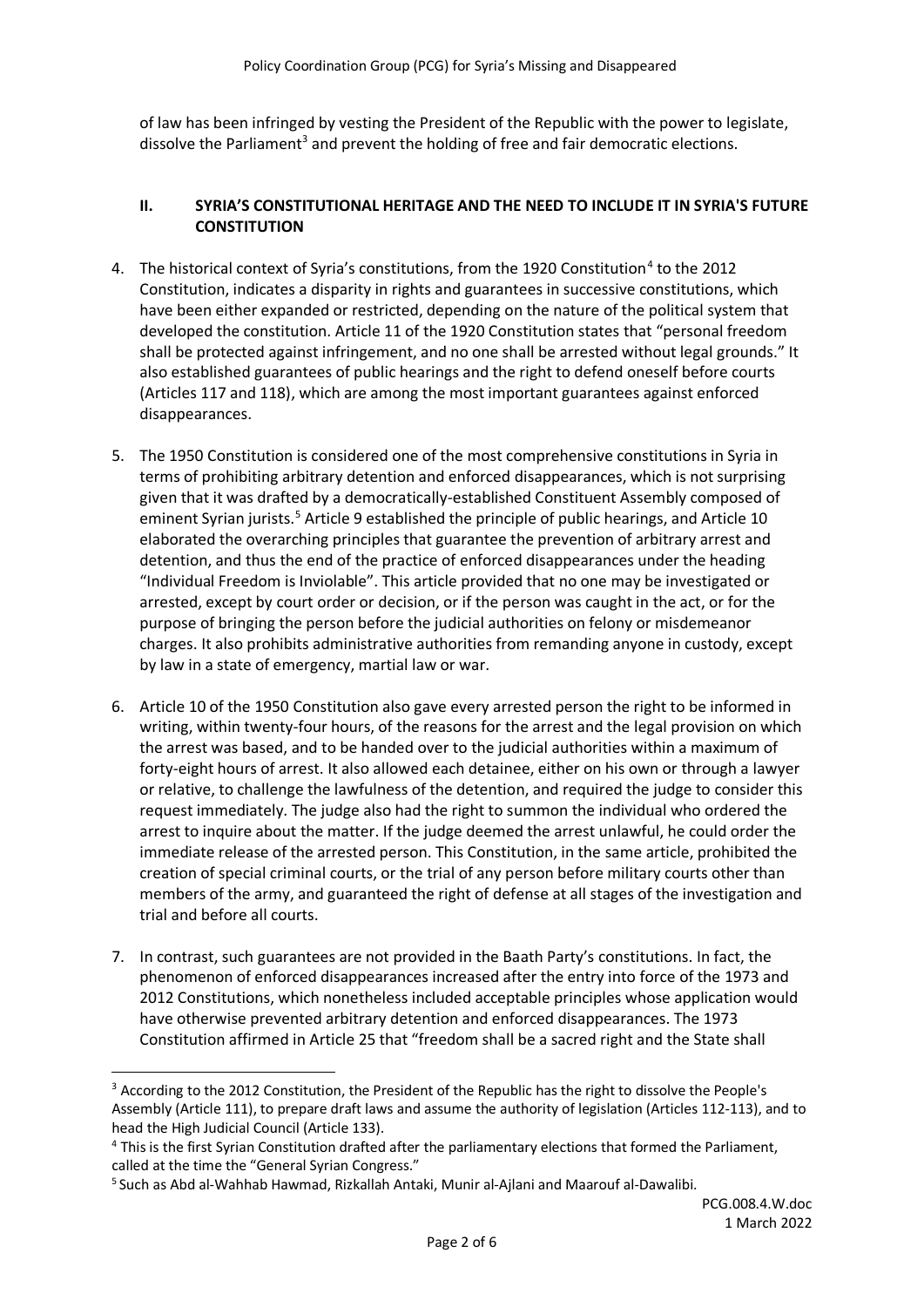of law has been infringed by vesting the President of the Republic with the power to legislate, dissolve the Parliament[3] and prevent the holding of free and fair democratic elections.

## II. SYRIA'S CONSTITUTIONAL HERITAGE AND THE NEED TO INCLUDE IT IN SYRIA'S FUTURE CONSTITUTION

4. The historical context of Syria's constitutions, from the 1920 Constitution[4] to the 2012 Constitution, indicates a disparity in rights and guarantees in successive constitutions, which have been either expanded or restricted, depending on the nature of the political system that developed the constitution. Article 11 of the 1920 Constitution states that "personal freedom shall be protected against infringement, and no one shall be arrested without legal grounds." It also established guarantees of public hearings and the right to defend oneself before courts (Articles 117 and 118), which are among the most important guarantees against enforced disappearances.

5. The 1950 Constitution is considered one of the most comprehensive constitutions in Syria in terms of prohibiting arbitrary detention and enforced disappearances, which is not surprising given that it was drafted by a democratically-established Constituent Assembly composed of eminent Syrian jurists.[5] Article 9 established the principle of public hearings, and Article 10 elaborated the overarching principles that guarantee the prevention of arbitrary arrest and detention, and thus the end of the practice of enforced disappearances under the heading "Individual Freedom is Inviolable". This article provided that no one may be investigated or arrested, except by court order or decision, or if the person was caught in the act, or for the purpose of bringing the person before the judicial authorities on felony or misdemeanor charges. It also prohibits administrative authorities from remanding anyone in custody, except by law in a state of emergency, martial law or war.

6. Article 10 of the 1950 Constitution also gave every arrested person the right to be informed in writing, within twenty-four hours, of the reasons for the arrest and the legal provision on which the arrest was based, and to be handed over to the judicial authorities within a maximum of forty-eight hours of arrest. It also allowed each detainee, either on his own or through a lawyer or relative, to challenge the lawfulness of the detention, and required the judge to consider this request immediately. The judge also had the right to summon the individual who ordered the arrest to inquire about the matter. If the judge deemed the arrest unlawful, he could order the immediate release of the arrested person. This Constitution, in the same article, prohibited the creation of special criminal courts, or the trial of any person before military courts other than members of the army, and guaranteed the right of defense at all stages of the investigation and trial and before all courts.

7. In contrast, such guarantees are not provided in the Baath Party's constitutions. In fact, the phenomenon of enforced disappearances increased after the entry into force of the 1973 and 2012 Constitutions, which nonetheless included acceptable principles whose application would have otherwise prevented arbitrary detention and enforced disappearances. The 1973 Constitution affirmed in Article 25 that "freedom shall be a sacred right and the State shall

---

[3] According to the 2012 Constitution, the President of the Republic has the right to dissolve the People's Assembly (Article 111), to prepare draft laws and assume the authority of legislation (Articles 112-113), and to head the High Judicial Council (Article 133).

[4] This is the first Syrian Constitution drafted after the parliamentary elections that formed the Parliament, called at the time the "General Syrian Congress."

[5] Such as Abd al-Wahhab Hawmad, Rizkallah Antaki, Munir al-Ajlani and Maarouf al-Dawalibi.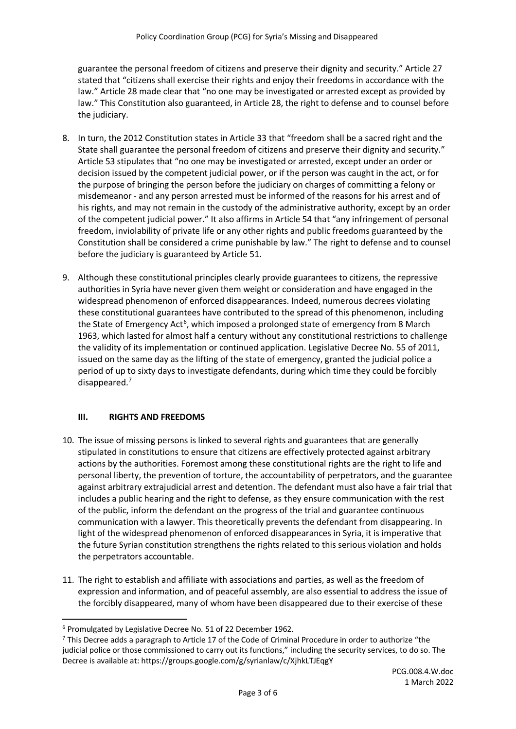guarantee the personal freedom of citizens and preserve their dignity and security." Article 27 stated that "citizens shall exercise their rights and enjoy their freedoms in accordance with the law." Article 28 made clear that "no one may be investigated or arrested except as provided by law." This Constitution also guaranteed, in Article 28, the right to defense and to counsel before the judiciary.

8. In turn, the 2012 Constitution states in Article 33 that "freedom shall be a sacred right and the State shall guarantee the personal freedom of citizens and preserve their dignity and security." Article 53 stipulates that "no one may be investigated or arrested, except under an order or decision issued by the competent judicial power, or if the person was caught in the act, or for the purpose of bringing the person before the judiciary on charges of committing a felony or misdemeanor - and any person arrested must be informed of the reasons for his arrest and of his rights, and may not remain in the custody of the administrative authority, except by an order of the competent judicial power." It also affirms in Article 54 that "any infringement of personal freedom, inviolability of private life or any other rights and public freedoms guaranteed by the Constitution shall be considered a crime punishable by law." The right to defense and to counsel before the judiciary is guaranteed by Article 51.

9. Although these constitutional principles clearly provide guarantees to citizens, the repressive authorities in Syria have never given them weight or consideration and have engaged in the widespread phenomenon of enforced disappearances. Indeed, numerous decrees violating these constitutional guarantees have contributed to the spread of this phenomenon, including the State of Emergency Act[6], which imposed a prolonged state of emergency from 8 March 1963, which lasted for almost half a century without any constitutional restrictions to challenge the validity of its implementation or continued application. Legislative Decree No. 55 of 2011, issued on the same day as the lifting of the state of emergency, granted the judicial police a period of up to sixty days to investigate defendants, during which time they could be forcibly disappeared.[7]

## III. RIGHTS AND FREEDOMS

10. The issue of missing persons is linked to several rights and guarantees that are generally stipulated in constitutions to ensure that citizens are effectively protected against arbitrary actions by the authorities. Foremost among these constitutional rights are the right to life and personal liberty, the prevention of torture, the accountability of perpetrators, and the guarantee against arbitrary extrajudicial arrest and detention. The defendant must also have a fair trial that includes a public hearing and the right to defense, as they ensure communication with the rest of the public, inform the defendant on the progress of the trial and guarantee continuous communication with a lawyer. This theoretically prevents the defendant from disappearing. In light of the widespread phenomenon of enforced disappearances in Syria, it is imperative that the future Syrian constitution strengthens the rights related to this serious violation and holds the perpetrators accountable.

11. The right to establish and affiliate with associations and parties, as well as the freedom of expression and information, and of peaceful assembly, are also essential to address the issue of the forcibly disappeared, many of whom have been disappeared due to their exercise of these

---

[6] Promulgated by Legislative Decree No. 51 of 22 December 1962.

[7] This Decree adds a paragraph to Article 17 of the Code of Criminal Procedure in order to authorize "the judicial police or those commissioned to carry out its functions," including the security services, to do so. The Decree is available at: https://groups.google.com/g/syrianlaw/c/XjhkLTJEqgY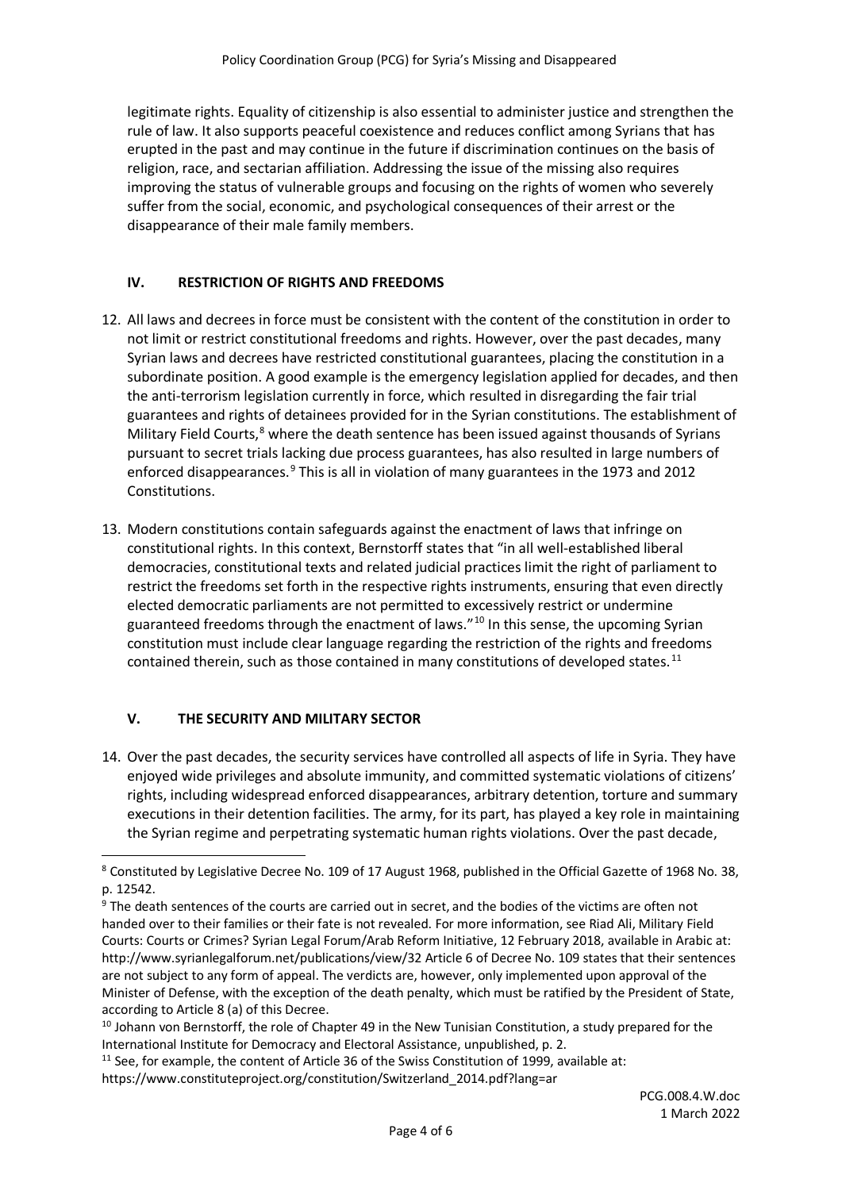legitimate rights. Equality of citizenship is also essential to administer justice and strengthen the rule of law. It also supports peaceful coexistence and reduces conflict among Syrians that has erupted in the past and may continue in the future if discrimination continues on the basis of religion, race, and sectarian affiliation. Addressing the issue of the missing also requires improving the status of vulnerable groups and focusing on the rights of women who severely suffer from the social, economic, and psychological consequences of their arrest or the disappearance of their male family members.

## IV. RESTRICTION OF RIGHTS AND FREEDOMS

12. All laws and decrees in force must be consistent with the content of the constitution in order to not limit or restrict constitutional freedoms and rights. However, over the past decades, many Syrian laws and decrees have restricted constitutional guarantees, placing the constitution in a subordinate position. A good example is the emergency legislation applied for decades, and then the anti-terrorism legislation currently in force, which resulted in disregarding the fair trial guarantees and rights of detainees provided for in the Syrian constitutions. The establishment of Military Field Courts,[8] where the death sentence has been issued against thousands of Syrians pursuant to secret trials lacking due process guarantees, has also resulted in large numbers of enforced disappearances.[9] This is all in violation of many guarantees in the 1973 and 2012 Constitutions.

13. Modern constitutions contain safeguards against the enactment of laws that infringe on constitutional rights. In this context, Bernstorff states that "in all well-established liberal democracies, constitutional texts and related judicial practices limit the right of parliament to restrict the freedoms set forth in the respective rights instruments, ensuring that even directly elected democratic parliaments are not permitted to excessively restrict or undermine guaranteed freedoms through the enactment of laws."[10] In this sense, the upcoming Syrian constitution must include clear language regarding the restriction of the rights and freedoms contained therein, such as those contained in many constitutions of developed states.[11]

## V. THE SECURITY AND MILITARY SECTOR

14. Over the past decades, the security services have controlled all aspects of life in Syria. They have enjoyed wide privileges and absolute immunity, and committed systematic violations of citizens' rights, including widespread enforced disappearances, arbitrary detention, torture and summary executions in their detention facilities. The army, for its part, has played a key role in maintaining the Syrian regime and perpetrating systematic human rights violations. Over the past decade,

---

[8] Constituted by Legislative Decree No. 109 of 17 August 1968, published in the Official Gazette of 1968 No. 38, p. 12542.

[9] The death sentences of the courts are carried out in secret, and the bodies of the victims are often not handed over to their families or their fate is not revealed. For more information, see Riad Ali, Military Field Courts: Courts or Crimes? Syrian Legal Forum/Arab Reform Initiative, 12 February 2018, available in Arabic at: http://www.syrianlegalforum.net/publications/view/32 Article 6 of Decree No. 109 states that their sentences are not subject to any form of appeal. The verdicts are, however, only implemented upon approval of the Minister of Defense, with the exception of the death penalty, which must be ratified by the President of State, according to Article 8 (a) of this Decree.

[10] Johann von Bernstorff, the role of Chapter 49 in the New Tunisian Constitution, a study prepared for the International Institute for Democracy and Electoral Assistance, unpublished, p. 2.

[11] See, for example, the content of Article 36 of the Swiss Constitution of 1999, available at: https://www.constituteproject.org/constitution/Switzerland_2014.pdf?lang=ar

PCG.008.4.W.doc
1 March 2022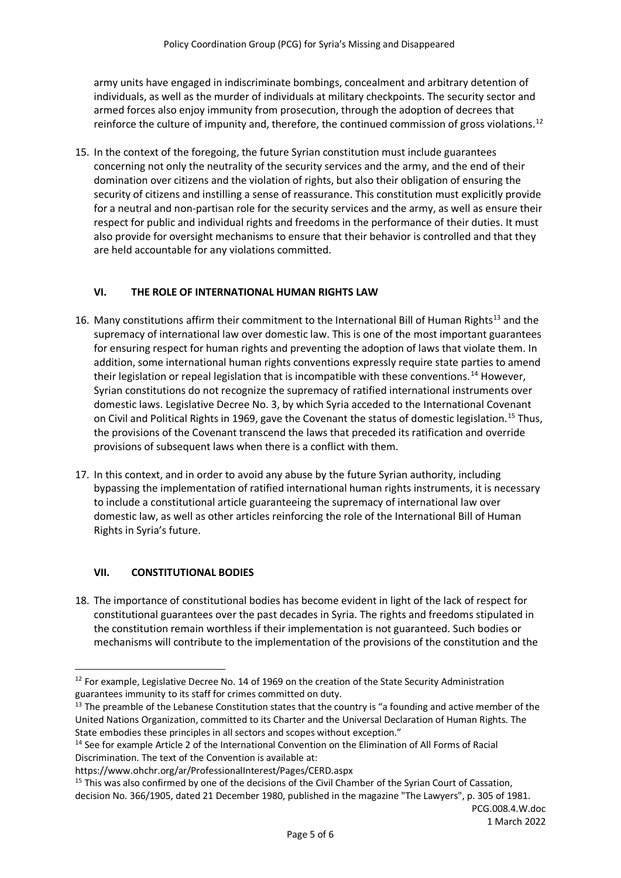army units have engaged in indiscriminate bombings, concealment and arbitrary detention of individuals, as well as the murder of individuals at military checkpoints. The security sector and armed forces also enjoy immunity from prosecution, through the adoption of decrees that reinforce the culture of impunity and, therefore, the continued commission of gross violations.[12]

15. In the context of the foregoing, the future Syrian constitution must include guarantees concerning not only the neutrality of the security services and the army, and the end of their domination over citizens and the violation of rights, but also their obligation of ensuring the security of citizens and instilling a sense of reassurance. This constitution must explicitly provide for a neutral and non-partisan role for the security services and the army, as well as ensure their respect for public and individual rights and freedoms in the performance of their duties. It must also provide for oversight mechanisms to ensure that their behavior is controlled and that they are held accountable for any violations committed.

## VI. THE ROLE OF INTERNATIONAL HUMAN RIGHTS LAW

16. Many constitutions affirm their commitment to the International Bill of Human Rights[13] and the supremacy of international law over domestic law. This is one of the most important guarantees for ensuring respect for human rights and preventing the adoption of laws that violate them. In addition, some international human rights conventions expressly require state parties to amend their legislation or repeal legislation that is incompatible with these conventions.[14] However, Syrian constitutions do not recognize the supremacy of ratified international instruments over domestic laws. Legislative Decree No. 3, by which Syria acceded to the International Covenant on Civil and Political Rights in 1969, gave the Covenant the status of domestic legislation.[15] Thus, the provisions of the Covenant transcend the laws that preceded its ratification and override provisions of subsequent laws when there is a conflict with them.

17. In this context, and in order to avoid any abuse by the future Syrian authority, including bypassing the implementation of ratified international human rights instruments, it is necessary to include a constitutional article guaranteeing the supremacy of international law over domestic law, as well as other articles reinforcing the role of the International Bill of Human Rights in Syria's future.

## VII. CONSTITUTIONAL BODIES

18. The importance of constitutional bodies has become evident in light of the lack of respect for constitutional guarantees over the past decades in Syria. The rights and freedoms stipulated in the constitution remain worthless if their implementation is not guaranteed. Such bodies or mechanisms will contribute to the implementation of the provisions of the constitution and the

---

[12] For example, Legislative Decree No. 14 of 1969 on the creation of the State Security Administration guarantees immunity to its staff for crimes committed on duty.

[13] The preamble of the Lebanese Constitution states that the country is "a founding and active member of the United Nations Organization, committed to its Charter and the Universal Declaration of Human Rights. The State embodies these principles in all sectors and scopes without exception."

[14] See for example Article 2 of the International Convention on the Elimination of All Forms of Racial Discrimination. The text of the Convention is available at: https://www.ohchr.org/ar/ProfessionalInterest/Pages/CERD.aspx

[15] This was also confirmed by one of the decisions of the Civil Chamber of the Syrian Court of Cassation, decision No. 366/1905, dated 21 December 1980, published in the magazine "The Lawyers", p. 305 of 1981.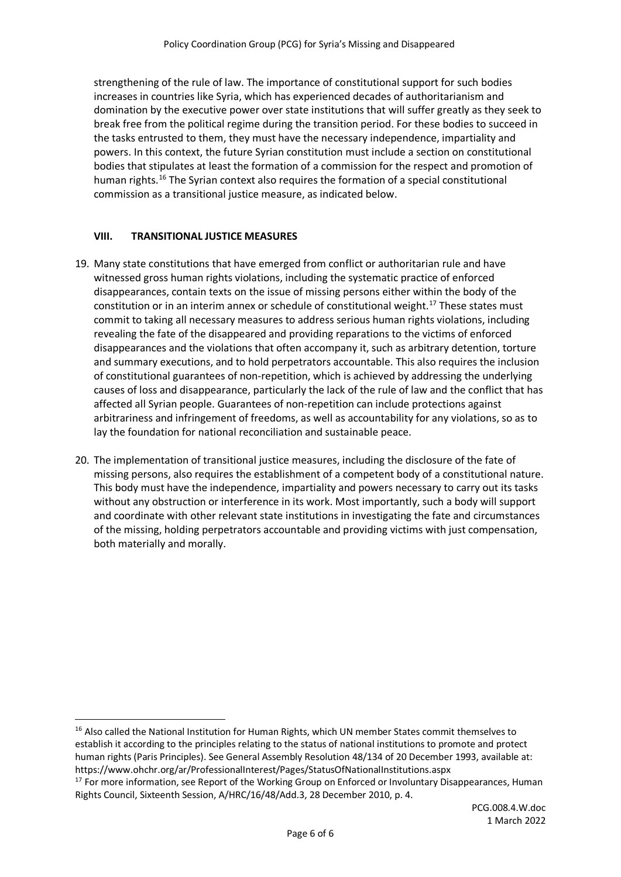strengthening of the rule of law. The importance of constitutional support for such bodies increases in countries like Syria, which has experienced decades of authoritarianism and domination by the executive power over state institutions that will suffer greatly as they seek to break free from the political regime during the transition period. For these bodies to succeed in the tasks entrusted to them, they must have the necessary independence, impartiality and powers. In this context, the future Syrian constitution must include a section on constitutional bodies that stipulates at least the formation of a commission for the respect and promotion of human rights.[16] The Syrian context also requires the formation of a special constitutional commission as a transitional justice measure, as indicated below.

## VIII. TRANSITIONAL JUSTICE MEASURES

19. Many state constitutions that have emerged from conflict or authoritarian rule and have witnessed gross human rights violations, including the systematic practice of enforced disappearances, contain texts on the issue of missing persons either within the body of the constitution or in an interim annex or schedule of constitutional weight.[17] These states must commit to taking all necessary measures to address serious human rights violations, including revealing the fate of the disappeared and providing reparations to the victims of enforced disappearances and the violations that often accompany it, such as arbitrary detention, torture and summary executions, and to hold perpetrators accountable. This also requires the inclusion of constitutional guarantees of non-repetition, which is achieved by addressing the underlying causes of loss and disappearance, particularly the lack of the rule of law and the conflict that has affected all Syrian people. Guarantees of non-repetition can include protections against arbitrariness and infringement of freedoms, as well as accountability for any violations, so as to lay the foundation for national reconciliation and sustainable peace.

20. The implementation of transitional justice measures, including the disclosure of the fate of missing persons, also requires the establishment of a competent body of a constitutional nature. This body must have the independence, impartiality and powers necessary to carry out its tasks without any obstruction or interference in its work. Most importantly, such a body will support and coordinate with other relevant state institutions in investigating the fate and circumstances of the missing, holding perpetrators accountable and providing victims with just compensation, both materially and morally.

---

[16] Also called the National Institution for Human Rights, which UN member States commit themselves to establish it according to the principles relating to the status of national institutions to promote and protect human rights (Paris Principles). See General Assembly Resolution 48/134 of 20 December 1993, available at: https://www.ohchr.org/ar/ProfessionalInterest/Pages/StatusOfNationalInstitutions.aspx

[17] For more information, see Report of the Working Group on Enforced or Involuntary Disappearances, Human Rights Council, Sixteenth Session, A/HRC/16/48/Add.3, 28 December 2010, p. 4.